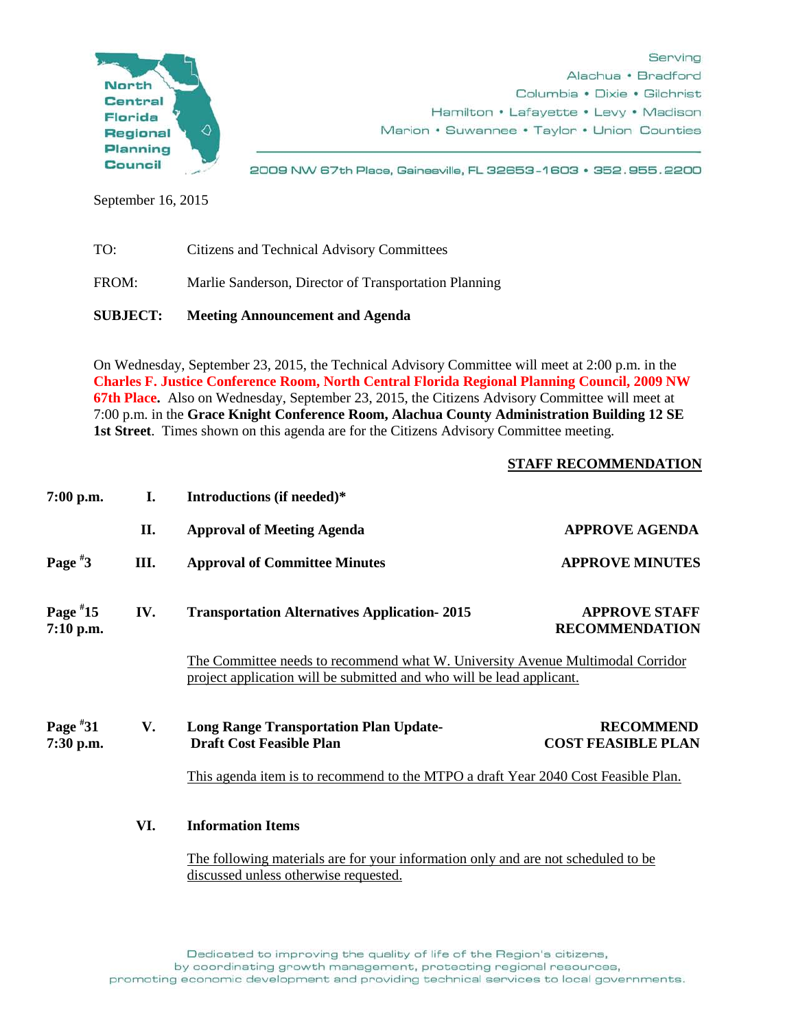North Central Florida Regional Planning Council

Serving
Alachua • Bradford
Columbia • Dixie • Gilchrist
Hamilton • Lafayette • Levy • Madison
Marion • Suwannee • Taylor • Union Counties

2009 NW 67th Place, Gainesville, FL 32653-1603 • 352.955.2200

September 16, 2015

TO: Citizens and Technical Advisory Committees

FROM: Marlie Sanderson, Director of Transportation Planning

**SUBJECT: Meeting Announcement and Agenda**

On Wednesday, September 23, 2015, the Technical Advisory Committee will meet at 2:00 p.m. in the **Charles F. Justice Conference Room, North Central Florida Regional Planning Council, 2009 NW 67th Place.** Also on Wednesday, September 23, 2015, the Citizens Advisory Committee will meet at 7:00 p.m. in the **Grace Knight Conference Room, Alachua County Administration Building 12 SE 1st Street**. Times shown on this agenda are for the Citizens Advisory Committee meeting.

| | | | **STAFF RECOMMENDATION** |
|---|---|---|---|
| **7:00 p.m.** | **I.** | **Introductions (if needed)*** | |
| | **II.** | **Approval of Meeting Agenda** | **APPROVE AGENDA** |
| **Page #3** | **III.** | **Approval of Committee Minutes** | **APPROVE MINUTES** |
| **Page #15 7:10 p.m.** | **IV.** | **Transportation Alternatives Application- 2015** | **APPROVE STAFF RECOMMENDATION** |

The Committee needs to recommend what W. University Avenue Multimodal Corridor project application will be submitted and who will be lead applicant.

| | | | |
|---|---|---|---|
| **Page #31 7:30 p.m.** | **V.** | **Long Range Transportation Plan Update- Draft Cost Feasible Plan** | **RECOMMEND COST FEASIBLE PLAN** |

This agenda item is to recommend to the MTPO a draft Year 2040 Cost Feasible Plan.

**VI. Information Items**

The following materials are for your information only and are not scheduled to be discussed unless otherwise requested.

Dedicated to improving the quality of life of the Region's citizens, by coordinating growth management, protecting regional resources, promoting economic development and providing technical services to local governments.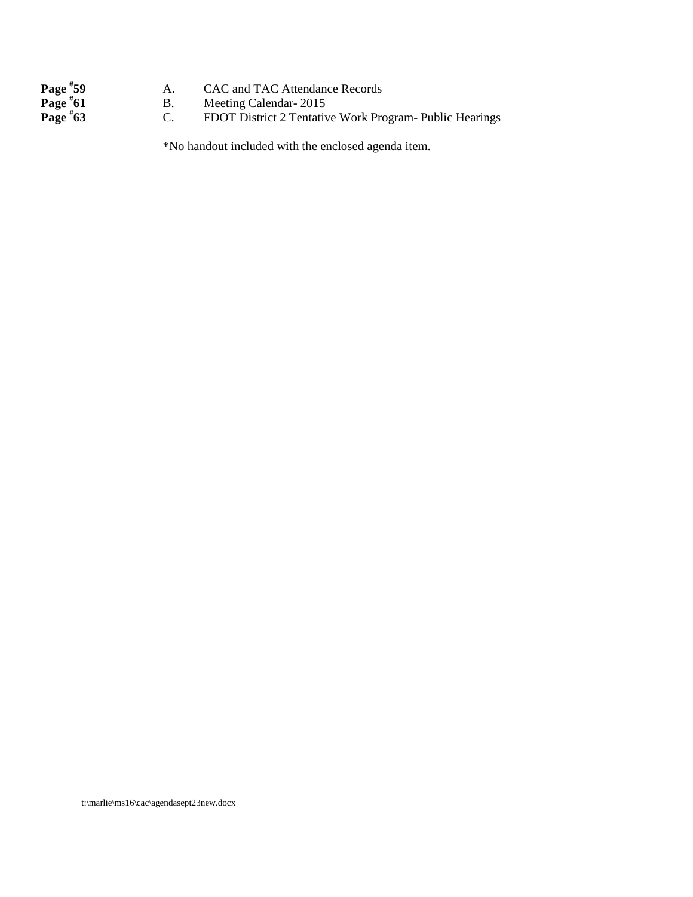| | | |
|---|---|---|
| **Page #59** | A. | CAC and TAC Attendance Records |
| **Page #61** | B. | Meeting Calendar- 2015 |
| **Page #63** | C. | FDOT District 2 Tentative Work Program- Public Hearings |

*No handout included with the enclosed agenda item.

t:\marlie\ms16\cac\agendasept23new.docx